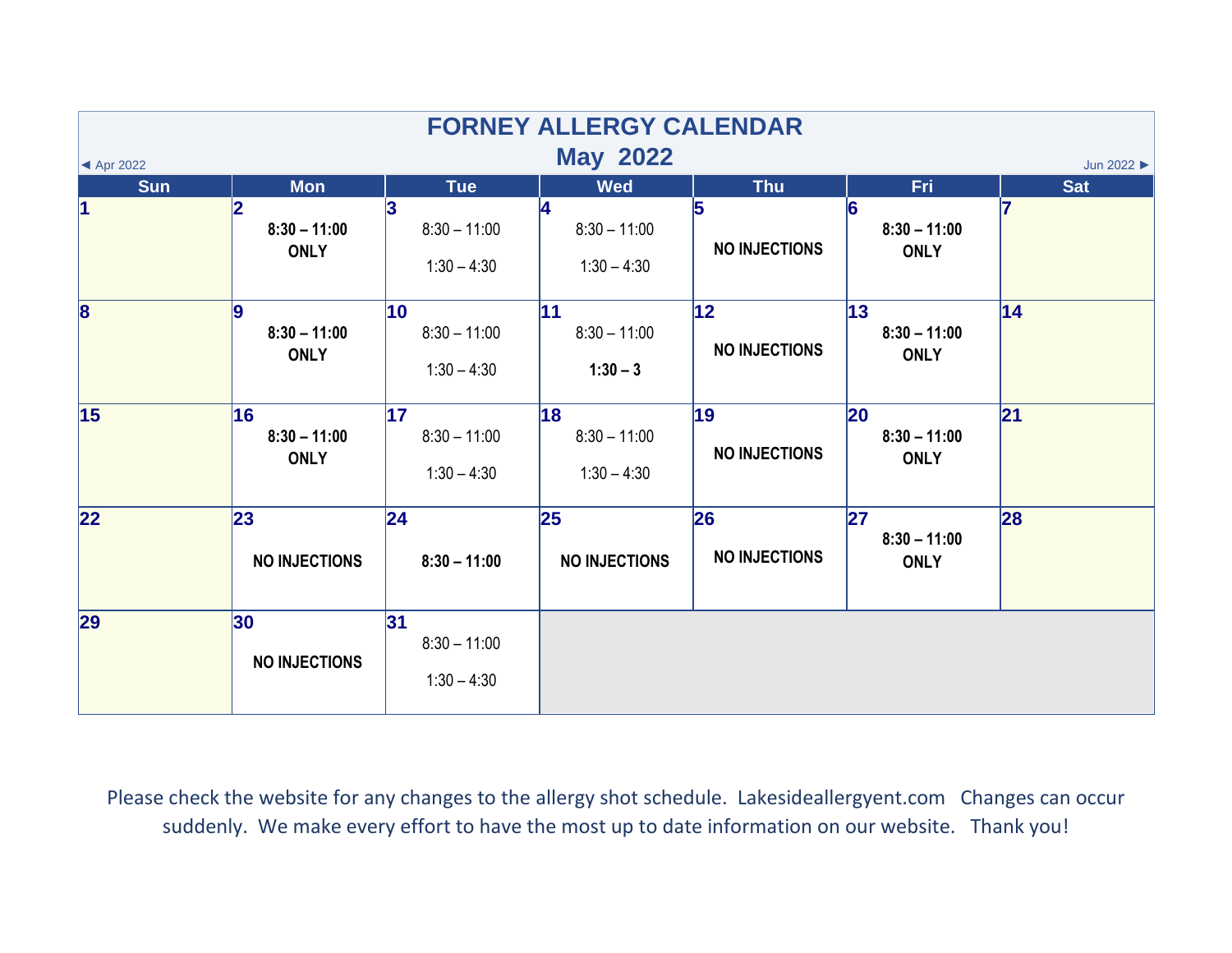# FORNEY ALLERGY CALENDAR

## May 2022

◄ Apr 2022 | Jun 2022 ►

| Sun | Mon | Tue | Wed | Thu | Fri | Sat |
|---|---|---|---|---|---|---|
| 1 | 2<br>**8:30 – 11:00 ONLY** | 3<br>8:30 – 11:00<br>1:30 – 4:30 | 4<br>8:30 – 11:00<br>1:30 – 4:30 | 5<br>**NO INJECTIONS** | 6<br>**8:30 – 11:00 ONLY** | 7 |
| 8 | 9<br>**8:30 – 11:00 ONLY** | 10<br>8:30 – 11:00<br>1:30 – 4:30 | 11<br>8:30 – 11:00<br>**1:30 – 3** | 12<br>**NO INJECTIONS** | 13<br>**8:30 – 11:00 ONLY** | 14 |
| 15 | 16<br>**8:30 – 11:00 ONLY** | 17<br>8:30 – 11:00<br>1:30 – 4:30 | 18<br>8:30 – 11:00<br>1:30 – 4:30 | 19<br>**NO INJECTIONS** | 20<br>**8:30 – 11:00 ONLY** | 21 |
| 22 | 23<br>**NO INJECTIONS** | 24<br>**8:30 – 11:00** | 25<br>**NO INJECTIONS** | 26<br>**NO INJECTIONS** | 27<br>**8:30 – 11:00 ONLY** | 28 |
| 29 | 30<br>**NO INJECTIONS** | 31<br>8:30 – 11:00<br>1:30 – 4:30 | | | | |

Please check the website for any changes to the allergy shot schedule. Lakesideallergyent.com Changes can occur suddenly. We make every effort to have the most up to date information on our website. Thank you!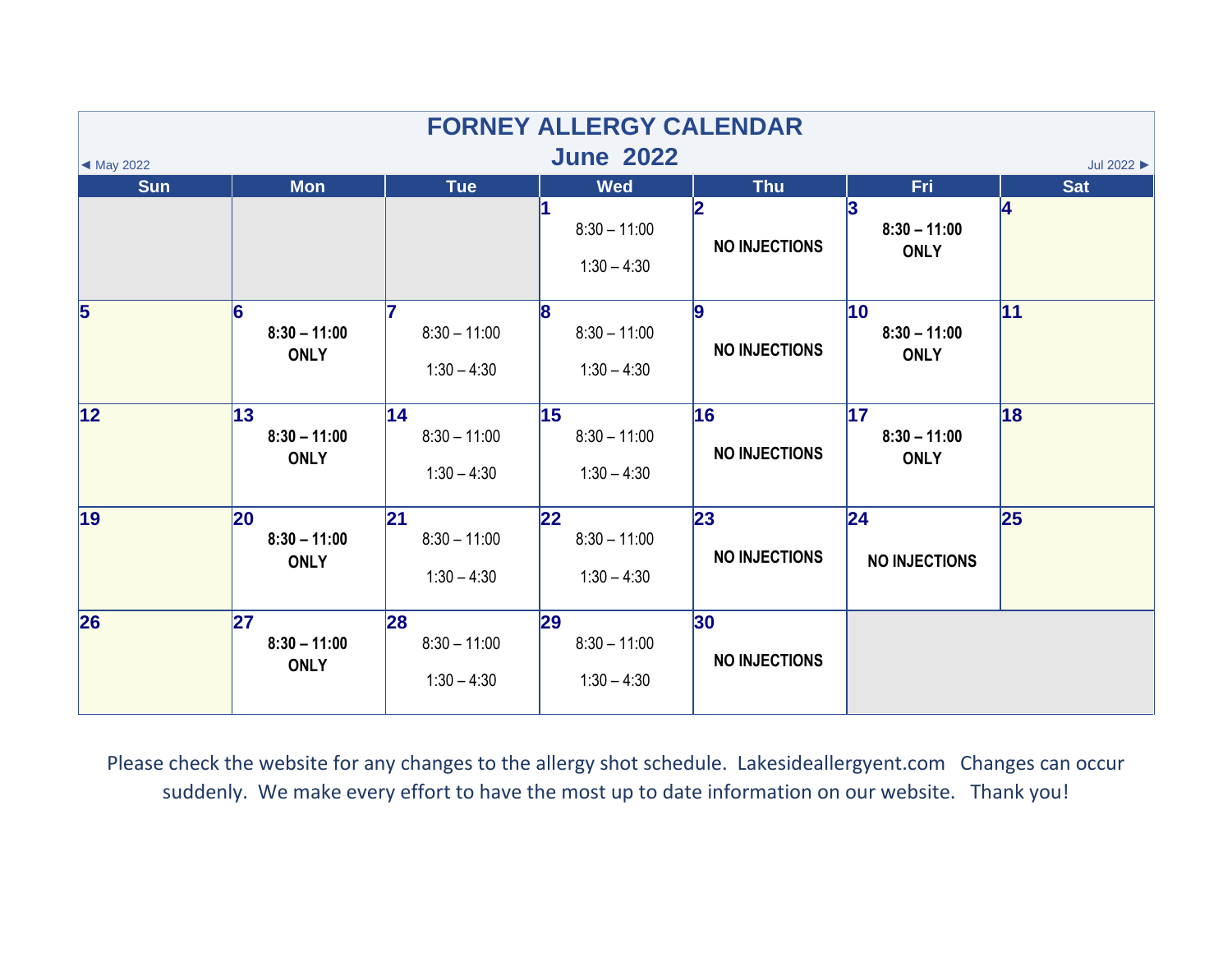# FORNEY ALLERGY CALENDAR

## June 2022

◄ May 2022 | Jul 2022 ►

| Sun | Mon | Tue | Wed | Thu | Fri | Sat |
|---|---|---|---|---|---|---|
| | | | 1 8:30 – 11:00 1:30 – 4:30 | 2 **NO INJECTIONS** | 3 **8:30 – 11:00 ONLY** | 4 |
| 5 | 6 **8:30 – 11:00 ONLY** | 7 8:30 – 11:00 1:30 – 4:30 | 8 8:30 – 11:00 1:30 – 4:30 | 9 **NO INJECTIONS** | 10 **8:30 – 11:00 ONLY** | 11 |
| 12 | 13 **8:30 – 11:00 ONLY** | 14 8:30 – 11:00 1:30 – 4:30 | 15 8:30 – 11:00 1:30 – 4:30 | 16 **NO INJECTIONS** | 17 **8:30 – 11:00 ONLY** | 18 |
| 19 | 20 **8:30 – 11:00 ONLY** | 21 8:30 – 11:00 1:30 – 4:30 | 22 8:30 – 11:00 1:30 – 4:30 | 23 **NO INJECTIONS** | 24 **NO INJECTIONS** | 25 |
| 26 | 27 **8:30 – 11:00 ONLY** | 28 8:30 – 11:00 1:30 – 4:30 | 29 8:30 – 11:00 1:30 – 4:30 | 30 **NO INJECTIONS** | | |

Please check the website for any changes to the allergy shot schedule. Lakesideallergyent.com Changes can occur suddenly. We make every effort to have the most up to date information on our website. Thank you!